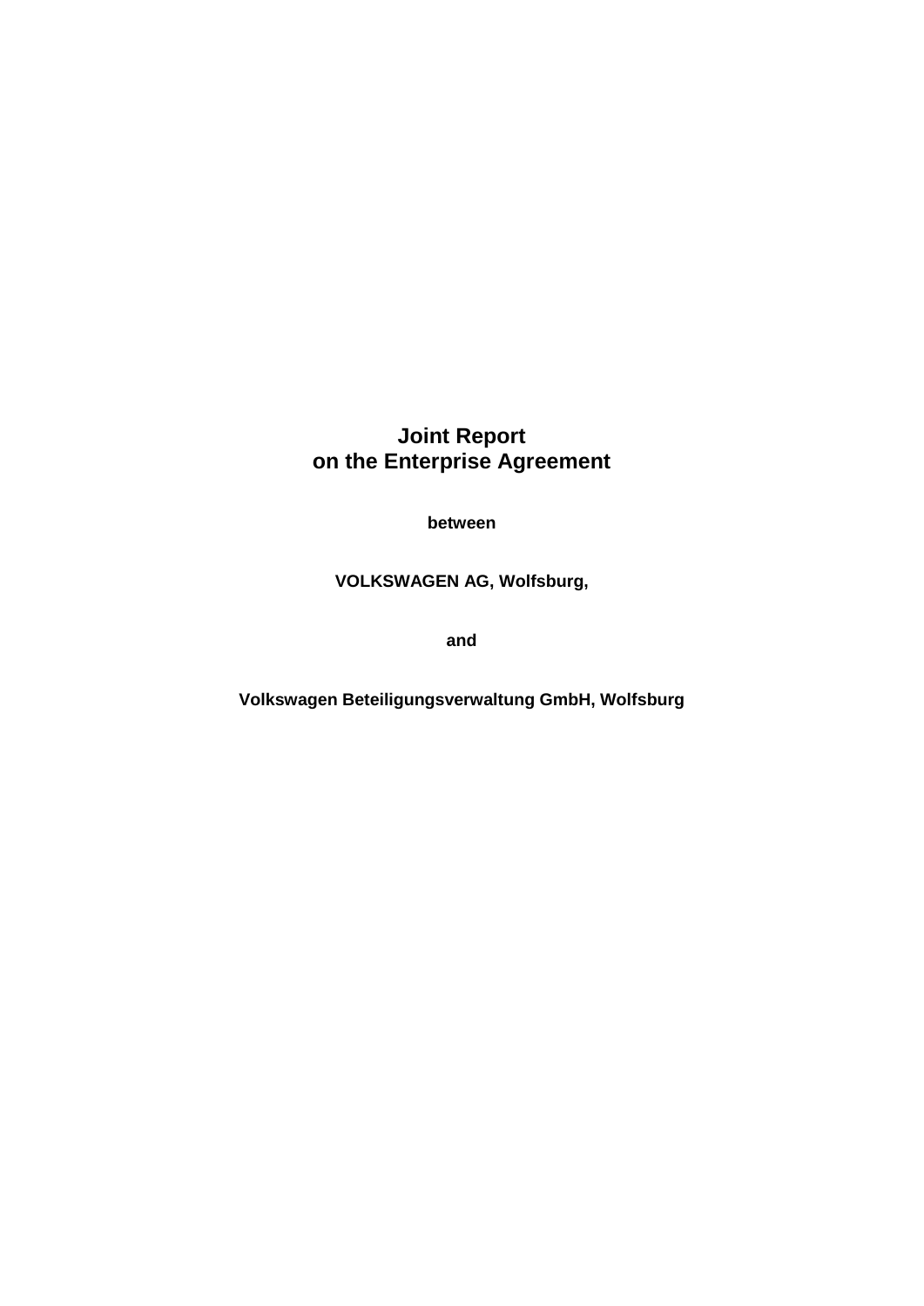# Joint Report
# on the Enterprise Agreement

**between**

**VOLKSWAGEN AG, Wolfsburg,**

**and**

**Volkswagen Beteiligungsverwaltung GmbH, Wolfsburg**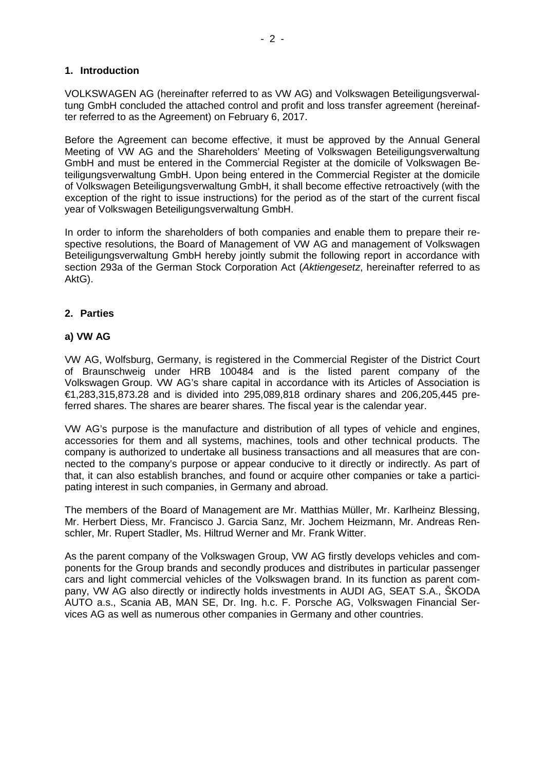## 1. Introduction

VOLKSWAGEN AG (hereinafter referred to as VW AG) and Volkswagen Beteiligungsverwaltung GmbH concluded the attached control and profit and loss transfer agreement (hereinafter referred to as the Agreement) on February 6, 2017.

Before the Agreement can become effective, it must be approved by the Annual General Meeting of VW AG and the Shareholders' Meeting of Volkswagen Beteiligungsverwaltung GmbH and must be entered in the Commercial Register at the domicile of Volkswagen Beteiligungsverwaltung GmbH. Upon being entered in the Commercial Register at the domicile of Volkswagen Beteiligungsverwaltung GmbH, it shall become effective retroactively (with the exception of the right to issue instructions) for the period as of the start of the current fiscal year of Volkswagen Beteiligungsverwaltung GmbH.

In order to inform the shareholders of both companies and enable them to prepare their respective resolutions, the Board of Management of VW AG and management of Volkswagen Beteiligungsverwaltung GmbH hereby jointly submit the following report in accordance with section 293a of the German Stock Corporation Act (*Aktiengesetz*, hereinafter referred to as AktG).

## 2. Parties

### a) VW AG

VW AG, Wolfsburg, Germany, is registered in the Commercial Register of the District Court of Braunschweig under HRB 100484 and is the listed parent company of the Volkswagen Group. VW AG's share capital in accordance with its Articles of Association is €1,283,315,873.28 and is divided into 295,089,818 ordinary shares and 206,205,445 preferred shares. The shares are bearer shares. The fiscal year is the calendar year.

VW AG's purpose is the manufacture and distribution of all types of vehicle and engines, accessories for them and all systems, machines, tools and other technical products. The company is authorized to undertake all business transactions and all measures that are connected to the company's purpose or appear conducive to it directly or indirectly. As part of that, it can also establish branches, and found or acquire other companies or take a participating interest in such companies, in Germany and abroad.

The members of the Board of Management are Mr. Matthias Müller, Mr. Karlheinz Blessing, Mr. Herbert Diess, Mr. Francisco J. Garcia Sanz, Mr. Jochem Heizmann, Mr. Andreas Renschler, Mr. Rupert Stadler, Ms. Hiltrud Werner and Mr. Frank Witter.

As the parent company of the Volkswagen Group, VW AG firstly develops vehicles and components for the Group brands and secondly produces and distributes in particular passenger cars and light commercial vehicles of the Volkswagen brand. In its function as parent company, VW AG also directly or indirectly holds investments in AUDI AG, SEAT S.A., ŠKODA AUTO a.s., Scania AB, MAN SE, Dr. Ing. h.c. F. Porsche AG, Volkswagen Financial Services AG as well as numerous other companies in Germany and other countries.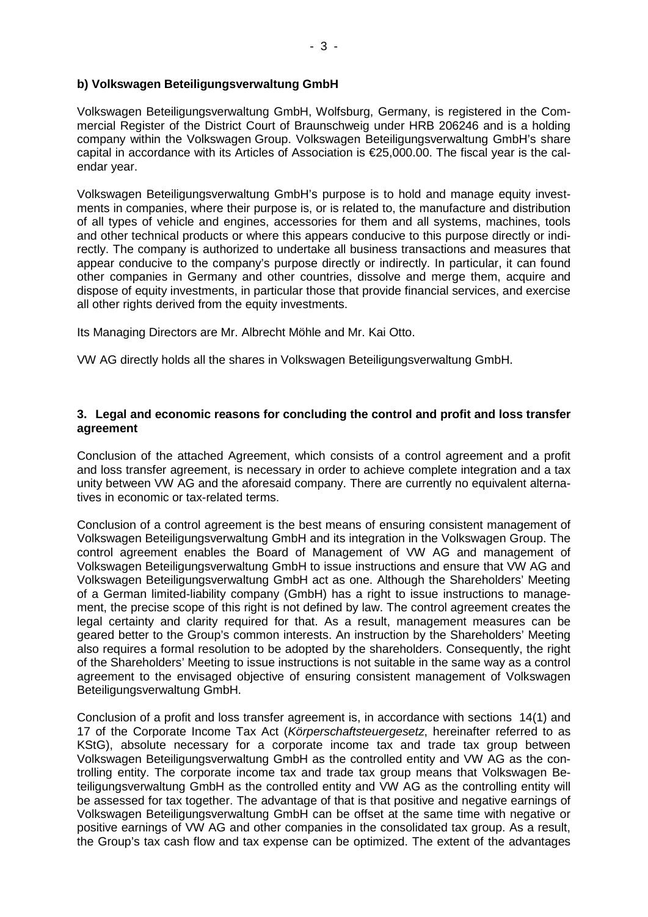**b) Volkswagen Beteiligungsverwaltung GmbH**

Volkswagen Beteiligungsverwaltung GmbH, Wolfsburg, Germany, is registered in the Commercial Register of the District Court of Braunschweig under HRB 206246 and is a holding company within the Volkswagen Group. Volkswagen Beteiligungsverwaltung GmbH's share capital in accordance with its Articles of Association is €25,000.00. The fiscal year is the calendar year.

Volkswagen Beteiligungsverwaltung GmbH's purpose is to hold and manage equity investments in companies, where their purpose is, or is related to, the manufacture and distribution of all types of vehicle and engines, accessories for them and all systems, machines, tools and other technical products or where this appears conducive to this purpose directly or indirectly. The company is authorized to undertake all business transactions and measures that appear conducive to the company's purpose directly or indirectly. In particular, it can found other companies in Germany and other countries, dissolve and merge them, acquire and dispose of equity investments, in particular those that provide financial services, and exercise all other rights derived from the equity investments.

Its Managing Directors are Mr. Albrecht Möhle and Mr. Kai Otto.

VW AG directly holds all the shares in Volkswagen Beteiligungsverwaltung GmbH.

## 3. Legal and economic reasons for concluding the control and profit and loss transfer agreement

Conclusion of the attached Agreement, which consists of a control agreement and a profit and loss transfer agreement, is necessary in order to achieve complete integration and a tax unity between VW AG and the aforesaid company. There are currently no equivalent alternatives in economic or tax-related terms.

Conclusion of a control agreement is the best means of ensuring consistent management of Volkswagen Beteiligungsverwaltung GmbH and its integration in the Volkswagen Group. The control agreement enables the Board of Management of VW AG and management of Volkswagen Beteiligungsverwaltung GmbH to issue instructions and ensure that VW AG and Volkswagen Beteiligungsverwaltung GmbH act as one. Although the Shareholders' Meeting of a German limited-liability company (GmbH) has a right to issue instructions to management, the precise scope of this right is not defined by law. The control agreement creates the legal certainty and clarity required for that. As a result, management measures can be geared better to the Group's common interests. An instruction by the Shareholders' Meeting also requires a formal resolution to be adopted by the shareholders. Consequently, the right of the Shareholders' Meeting to issue instructions is not suitable in the same way as a control agreement to the envisaged objective of ensuring consistent management of Volkswagen Beteiligungsverwaltung GmbH.

Conclusion of a profit and loss transfer agreement is, in accordance with sections 14(1) and 17 of the Corporate Income Tax Act (*Körperschaftsteuergesetz*, hereinafter referred to as KStG), absolute necessary for a corporate income tax and trade tax group between Volkswagen Beteiligungsverwaltung GmbH as the controlled entity and VW AG as the controlling entity. The corporate income tax and trade tax group means that Volkswagen Beteiligungsverwaltung GmbH as the controlled entity and VW AG as the controlling entity will be assessed for tax together. The advantage of that is that positive and negative earnings of Volkswagen Beteiligungsverwaltung GmbH can be offset at the same time with negative or positive earnings of VW AG and other companies in the consolidated tax group. As a result, the Group's tax cash flow and tax expense can be optimized. The extent of the advantages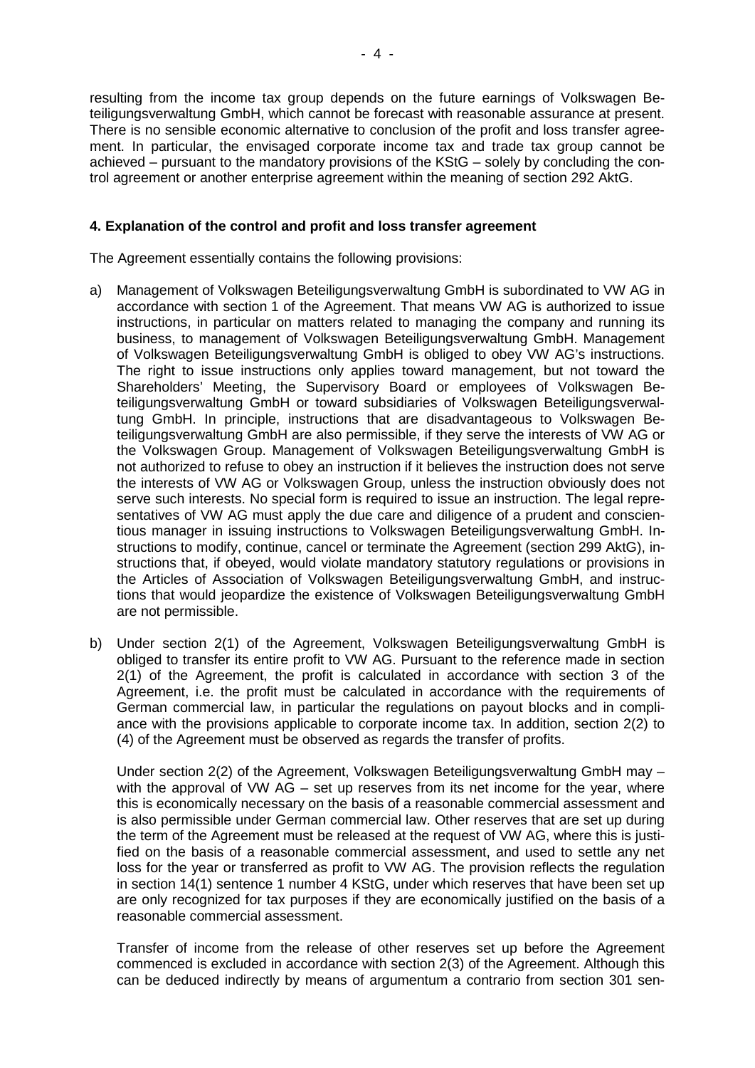resulting from the income tax group depends on the future earnings of Volkswagen Beteiligungsverwaltung GmbH, which cannot be forecast with reasonable assurance at present. There is no sensible economic alternative to conclusion of the profit and loss transfer agreement. In particular, the envisaged corporate income tax and trade tax group cannot be achieved – pursuant to the mandatory provisions of the KStG – solely by concluding the control agreement or another enterprise agreement within the meaning of section 292 AktG.

**4. Explanation of the control and profit and loss transfer agreement**

The Agreement essentially contains the following provisions:

a) Management of Volkswagen Beteiligungsverwaltung GmbH is subordinated to VW AG in accordance with section 1 of the Agreement. That means VW AG is authorized to issue instructions, in particular on matters related to managing the company and running its business, to management of Volkswagen Beteiligungsverwaltung GmbH. Management of Volkswagen Beteiligungsverwaltung GmbH is obliged to obey VW AG's instructions. The right to issue instructions only applies toward management, but not toward the Shareholders' Meeting, the Supervisory Board or employees of Volkswagen Beteiligungsverwaltung GmbH or toward subsidiaries of Volkswagen Beteiligungsverwaltung GmbH. In principle, instructions that are disadvantageous to Volkswagen Beteiligungsverwaltung GmbH are also permissible, if they serve the interests of VW AG or the Volkswagen Group. Management of Volkswagen Beteiligungsverwaltung GmbH is not authorized to refuse to obey an instruction if it believes the instruction does not serve the interests of VW AG or Volkswagen Group, unless the instruction obviously does not serve such interests. No special form is required to issue an instruction. The legal representatives of VW AG must apply the due care and diligence of a prudent and conscientious manager in issuing instructions to Volkswagen Beteiligungsverwaltung GmbH. Instructions to modify, continue, cancel or terminate the Agreement (section 299 AktG), instructions that, if obeyed, would violate mandatory statutory regulations or provisions in the Articles of Association of Volkswagen Beteiligungsverwaltung GmbH, and instructions that would jeopardize the existence of Volkswagen Beteiligungsverwaltung GmbH are not permissible.

b) Under section 2(1) of the Agreement, Volkswagen Beteiligungsverwaltung GmbH is obliged to transfer its entire profit to VW AG. Pursuant to the reference made in section 2(1) of the Agreement, the profit is calculated in accordance with section 3 of the Agreement, i.e. the profit must be calculated in accordance with the requirements of German commercial law, in particular the regulations on payout blocks and in compliance with the provisions applicable to corporate income tax. In addition, section 2(2) to (4) of the Agreement must be observed as regards the transfer of profits.

   Under section 2(2) of the Agreement, Volkswagen Beteiligungsverwaltung GmbH may – with the approval of VW AG – set up reserves from its net income for the year, where this is economically necessary on the basis of a reasonable commercial assessment and is also permissible under German commercial law. Other reserves that are set up during the term of the Agreement must be released at the request of VW AG, where this is justified on the basis of a reasonable commercial assessment, and used to settle any net loss for the year or transferred as profit to VW AG. The provision reflects the regulation in section 14(1) sentence 1 number 4 KStG, under which reserves that have been set up are only recognized for tax purposes if they are economically justified on the basis of a reasonable commercial assessment.

   Transfer of income from the release of other reserves set up before the Agreement commenced is excluded in accordance with section 2(3) of the Agreement. Although this can be deduced indirectly by means of argumentum a contrario from section 301 sen-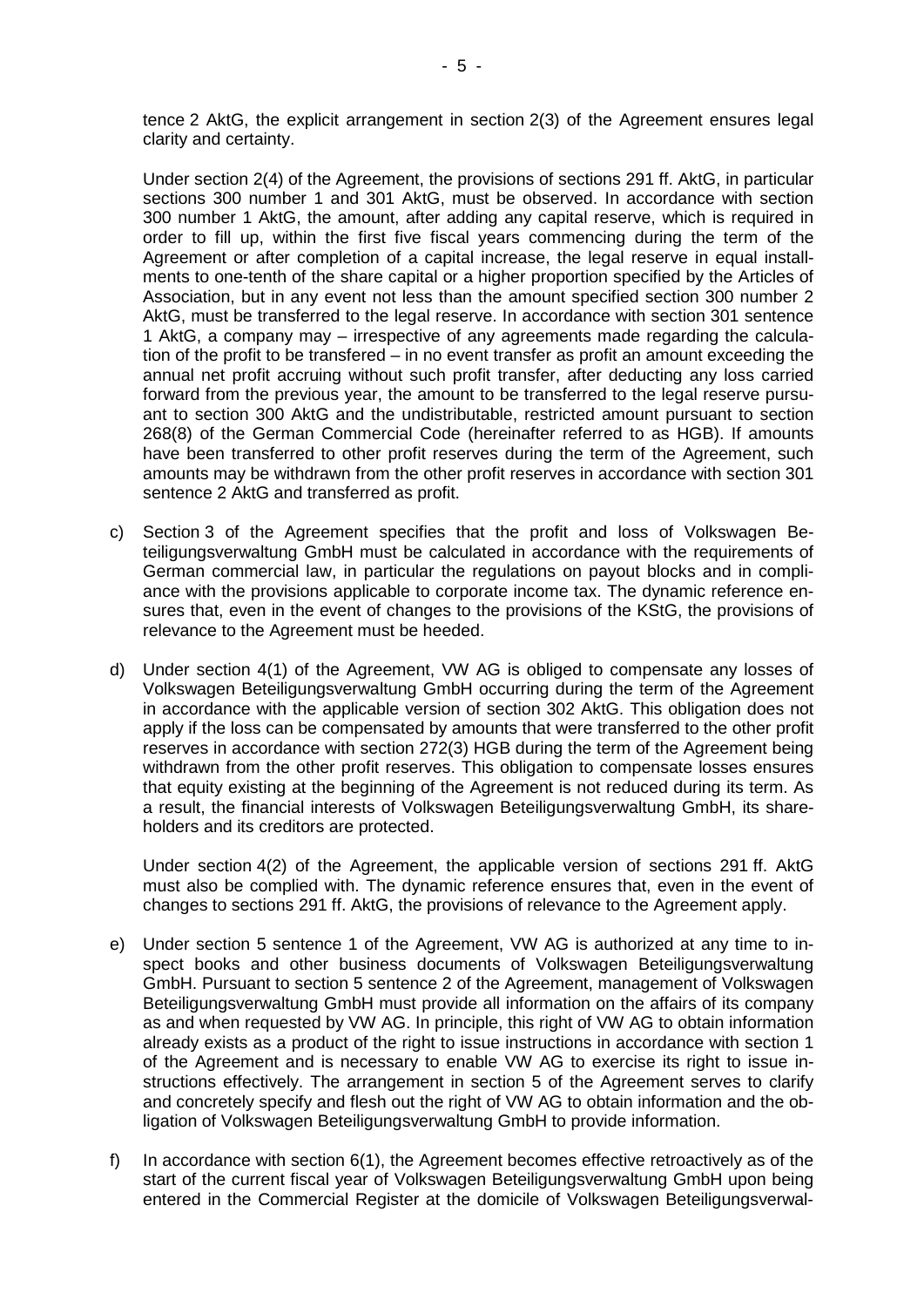tence 2 AktG, the explicit arrangement in section 2(3) of the Agreement ensures legal clarity and certainty.

Under section 2(4) of the Agreement, the provisions of sections 291 ff. AktG, in particular sections 300 number 1 and 301 AktG, must be observed. In accordance with section 300 number 1 AktG, the amount, after adding any capital reserve, which is required in order to fill up, within the first five fiscal years commencing during the term of the Agreement or after completion of a capital increase, the legal reserve in equal installments to one-tenth of the share capital or a higher proportion specified by the Articles of Association, but in any event not less than the amount specified section 300 number 2 AktG, must be transferred to the legal reserve. In accordance with section 301 sentence 1 AktG, a company may – irrespective of any agreements made regarding the calculation of the profit to be transfered – in no event transfer as profit an amount exceeding the annual net profit accruing without such profit transfer, after deducting any loss carried forward from the previous year, the amount to be transferred to the legal reserve pursuant to section 300 AktG and the undistributable, restricted amount pursuant to section 268(8) of the German Commercial Code (hereinafter referred to as HGB). If amounts have been transferred to other profit reserves during the term of the Agreement, such amounts may be withdrawn from the other profit reserves in accordance with section 301 sentence 2 AktG and transferred as profit.

c) Section 3 of the Agreement specifies that the profit and loss of Volkswagen Beteiligungsverwaltung GmbH must be calculated in accordance with the requirements of German commercial law, in particular the regulations on payout blocks and in compliance with the provisions applicable to corporate income tax. The dynamic reference ensures that, even in the event of changes to the provisions of the KStG, the provisions of relevance to the Agreement must be heeded.

d) Under section 4(1) of the Agreement, VW AG is obliged to compensate any losses of Volkswagen Beteiligungsverwaltung GmbH occurring during the term of the Agreement in accordance with the applicable version of section 302 AktG. This obligation does not apply if the loss can be compensated by amounts that were transferred to the other profit reserves in accordance with section 272(3) HGB during the term of the Agreement being withdrawn from the other profit reserves. This obligation to compensate losses ensures that equity existing at the beginning of the Agreement is not reduced during its term. As a result, the financial interests of Volkswagen Beteiligungsverwaltung GmbH, its shareholders and its creditors are protected.

   Under section 4(2) of the Agreement, the applicable version of sections 291 ff. AktG must also be complied with. The dynamic reference ensures that, even in the event of changes to sections 291 ff. AktG, the provisions of relevance to the Agreement apply.

e) Under section 5 sentence 1 of the Agreement, VW AG is authorized at any time to inspect books and other business documents of Volkswagen Beteiligungsverwaltung GmbH. Pursuant to section 5 sentence 2 of the Agreement, management of Volkswagen Beteiligungsverwaltung GmbH must provide all information on the affairs of its company as and when requested by VW AG. In principle, this right of VW AG to obtain information already exists as a product of the right to issue instructions in accordance with section 1 of the Agreement and is necessary to enable VW AG to exercise its right to issue instructions effectively. The arrangement in section 5 of the Agreement serves to clarify and concretely specify and flesh out the right of VW AG to obtain information and the obligation of Volkswagen Beteiligungsverwaltung GmbH to provide information.

f) In accordance with section 6(1), the Agreement becomes effective retroactively as of the start of the current fiscal year of Volkswagen Beteiligungsverwaltung GmbH upon being entered in the Commercial Register at the domicile of Volkswagen Beteiligungsverwal-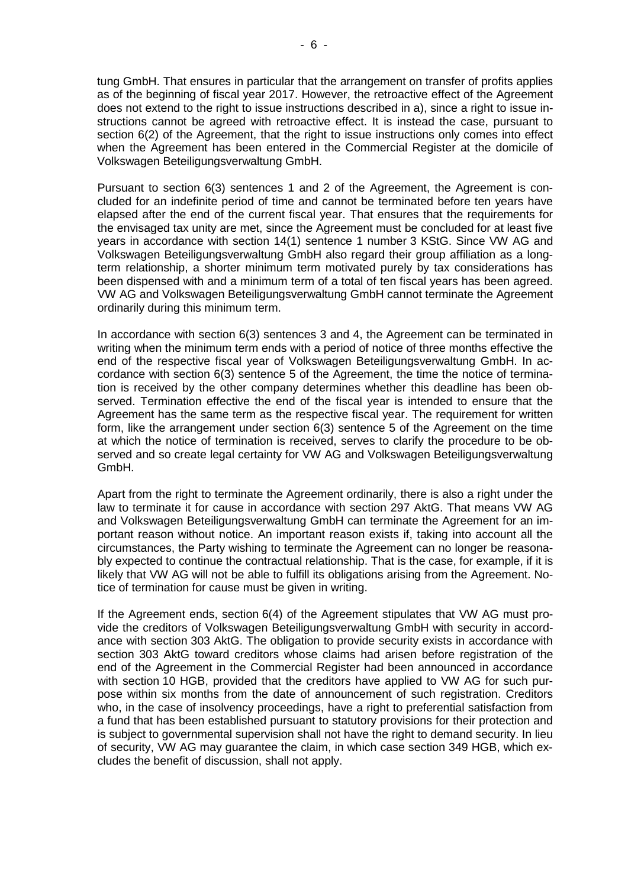tung GmbH. That ensures in particular that the arrangement on transfer of profits applies as of the beginning of fiscal year 2017. However, the retroactive effect of the Agreement does not extend to the right to issue instructions described in a), since a right to issue instructions cannot be agreed with retroactive effect. It is instead the case, pursuant to section 6(2) of the Agreement, that the right to issue instructions only comes into effect when the Agreement has been entered in the Commercial Register at the domicile of Volkswagen Beteiligungsverwaltung GmbH.

Pursuant to section 6(3) sentences 1 and 2 of the Agreement, the Agreement is concluded for an indefinite period of time and cannot be terminated before ten years have elapsed after the end of the current fiscal year. That ensures that the requirements for the envisaged tax unity are met, since the Agreement must be concluded for at least five years in accordance with section 14(1) sentence 1 number 3 KStG. Since VW AG and Volkswagen Beteiligungsverwaltung GmbH also regard their group affiliation as a long-term relationship, a shorter minimum term motivated purely by tax considerations has been dispensed with and a minimum term of a total of ten fiscal years has been agreed. VW AG and Volkswagen Beteiligungsverwaltung GmbH cannot terminate the Agreement ordinarily during this minimum term.

In accordance with section 6(3) sentences 3 and 4, the Agreement can be terminated in writing when the minimum term ends with a period of notice of three months effective the end of the respective fiscal year of Volkswagen Beteiligungsverwaltung GmbH. In accordance with section 6(3) sentence 5 of the Agreement, the time the notice of termination is received by the other company determines whether this deadline has been observed. Termination effective the end of the fiscal year is intended to ensure that the Agreement has the same term as the respective fiscal year. The requirement for written form, like the arrangement under section 6(3) sentence 5 of the Agreement on the time at which the notice of termination is received, serves to clarify the procedure to be observed and so create legal certainty for VW AG and Volkswagen Beteiligungsverwaltung GmbH.

Apart from the right to terminate the Agreement ordinarily, there is also a right under the law to terminate it for cause in accordance with section 297 AktG. That means VW AG and Volkswagen Beteiligungsverwaltung GmbH can terminate the Agreement for an important reason without notice. An important reason exists if, taking into account all the circumstances, the Party wishing to terminate the Agreement can no longer be reasonably expected to continue the contractual relationship. That is the case, for example, if it is likely that VW AG will not be able to fulfill its obligations arising from the Agreement. Notice of termination for cause must be given in writing.

If the Agreement ends, section 6(4) of the Agreement stipulates that VW AG must provide the creditors of Volkswagen Beteiligungsverwaltung GmbH with security in accordance with section 303 AktG. The obligation to provide security exists in accordance with section 303 AktG toward creditors whose claims had arisen before registration of the end of the Agreement in the Commercial Register had been announced in accordance with section 10 HGB, provided that the creditors have applied to VW AG for such purpose within six months from the date of announcement of such registration. Creditors who, in the case of insolvency proceedings, have a right to preferential satisfaction from a fund that has been established pursuant to statutory provisions for their protection and is subject to governmental supervision shall not have the right to demand security. In lieu of security, VW AG may guarantee the claim, in which case section 349 HGB, which excludes the benefit of discussion, shall not apply.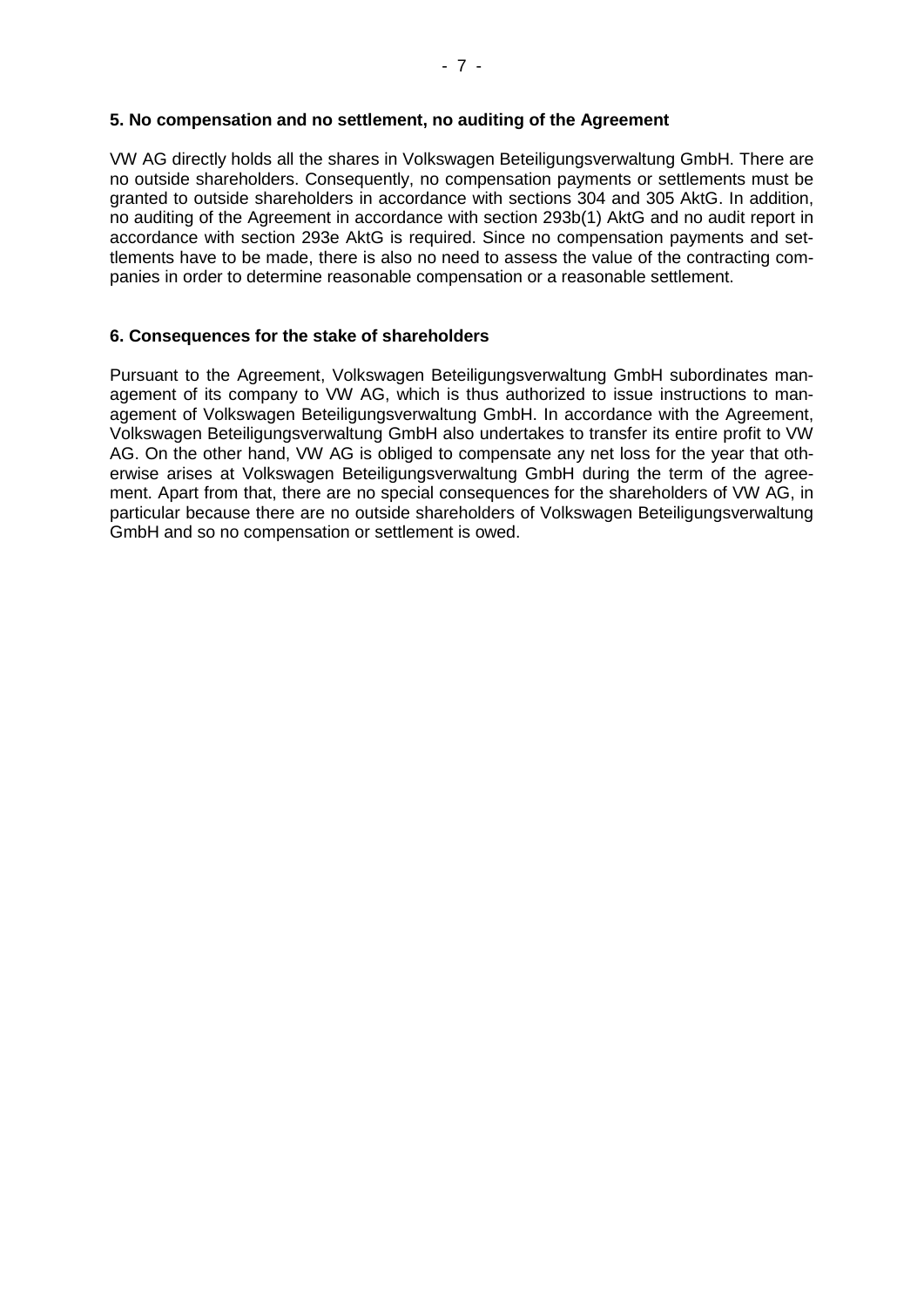### 5. No compensation and no settlement, no auditing of the Agreement

VW AG directly holds all the shares in Volkswagen Beteiligungsverwaltung GmbH. There are no outside shareholders. Consequently, no compensation payments or settlements must be granted to outside shareholders in accordance with sections 304 and 305 AktG. In addition, no auditing of the Agreement in accordance with section 293b(1) AktG and no audit report in accordance with section 293e AktG is required. Since no compensation payments and settlements have to be made, there is also no need to assess the value of the contracting companies in order to determine reasonable compensation or a reasonable settlement.

### 6. Consequences for the stake of shareholders

Pursuant to the Agreement, Volkswagen Beteiligungsverwaltung GmbH subordinates management of its company to VW AG, which is thus authorized to issue instructions to management of Volkswagen Beteiligungsverwaltung GmbH. In accordance with the Agreement, Volkswagen Beteiligungsverwaltung GmbH also undertakes to transfer its entire profit to VW AG. On the other hand, VW AG is obliged to compensate any net loss for the year that otherwise arises at Volkswagen Beteiligungsverwaltung GmbH during the term of the agreement. Apart from that, there are no special consequences for the shareholders of VW AG, in particular because there are no outside shareholders of Volkswagen Beteiligungsverwaltung GmbH and so no compensation or settlement is owed.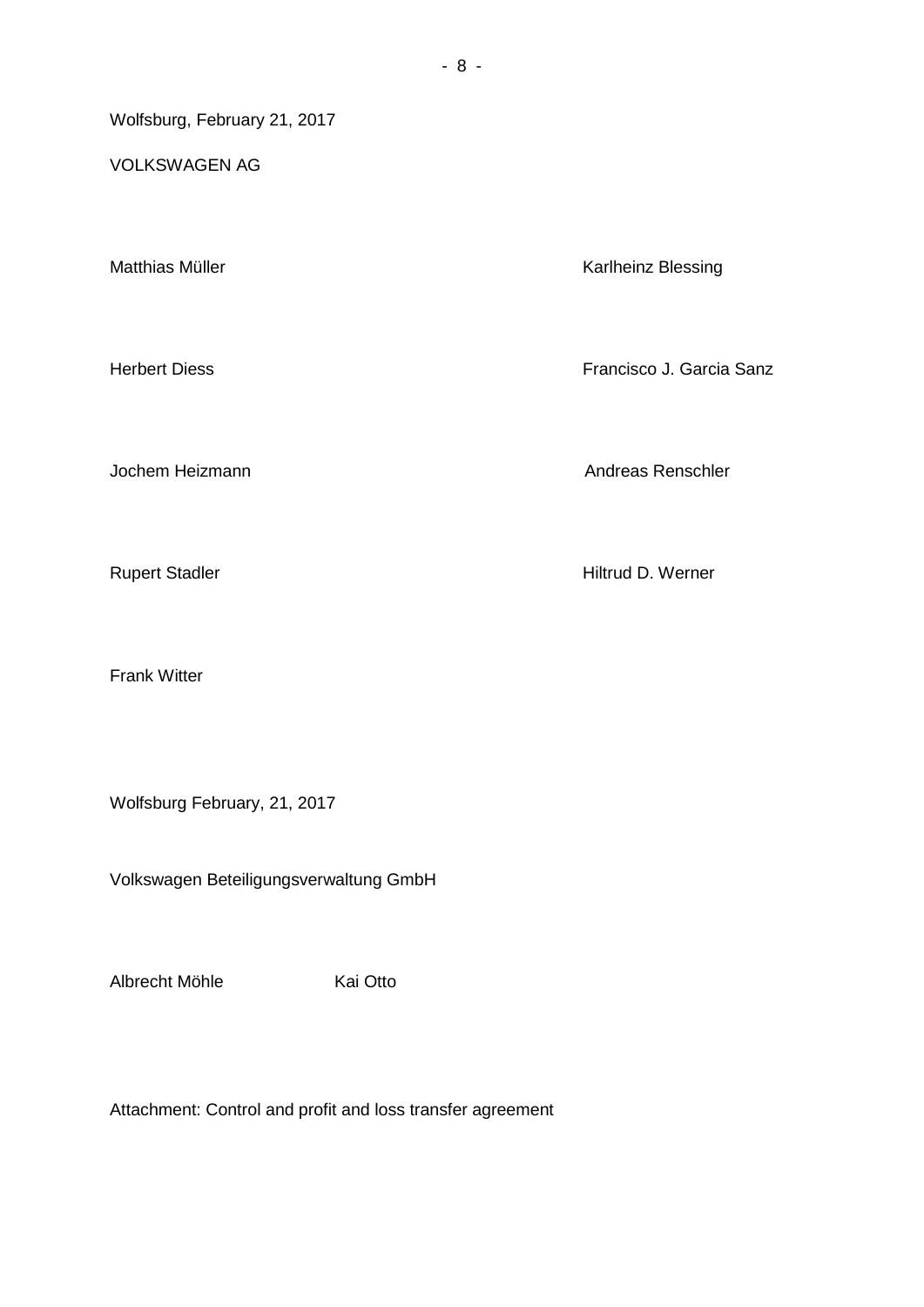Wolfsburg, February 21, 2017

VOLKSWAGEN AG

Matthias Müller

Karlheinz Blessing

Herbert Diess

Francisco J. Garcia Sanz

Jochem Heizmann

Andreas Renschler

Rupert Stadler

Hiltrud D. Werner

Frank Witter

Wolfsburg February, 21, 2017

Volkswagen Beteiligungsverwaltung GmbH

Albrecht Möhle

Kai Otto

Attachment: Control and profit and loss transfer agreement